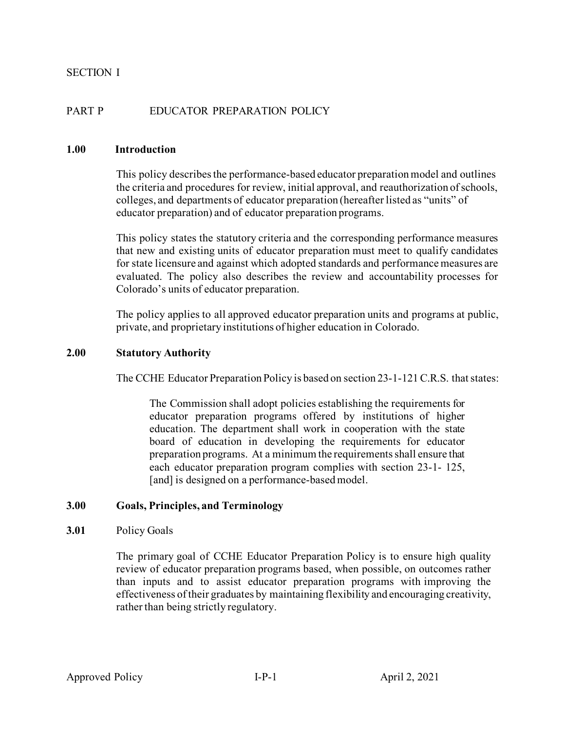SECTION I

PART P EDUCATOR PREPARATION POLICY

## 1.00 Introduction

This policy describes the performance-based educator preparation model and outlines the criteria and procedures for review, initial approval, and reauthorization of schools, colleges, and departments of educator preparation (hereafter listed as "units" of educator preparation) and of educator preparation programs.

This policy states the statutory criteria and the corresponding performance measures that new and existing units of educator preparation must meet to qualify candidates for state licensure and against which adopted standards and performance measures are evaluated. The policy also describes the review and accountability processes for Colorado's units of educator preparation.

The policy applies to all approved educator preparation units and programs at public, private, and proprietary institutions of higher education in Colorado.

## 2.00 Statutory Authority

The CCHE Educator Preparation Policy is based on section 23-1-121 C.R.S. that states:

> The Commission shall adopt policies establishing the requirements for educator preparation programs offered by institutions of higher education. The department shall work in cooperation with the state board of education in developing the requirements for educator preparation programs. At a minimum the requirements shall ensure that each educator preparation program complies with section 23-1- 125, [and] is designed on a performance-based model.

## 3.00 Goals, Principles, and Terminology

**3.01** Policy Goals

The primary goal of CCHE Educator Preparation Policy is to ensure high quality review of educator preparation programs based, when possible, on outcomes rather than inputs and to assist educator preparation programs with improving the effectiveness of their graduates by maintaining flexibility and encouraging creativity, rather than being strictly regulatory.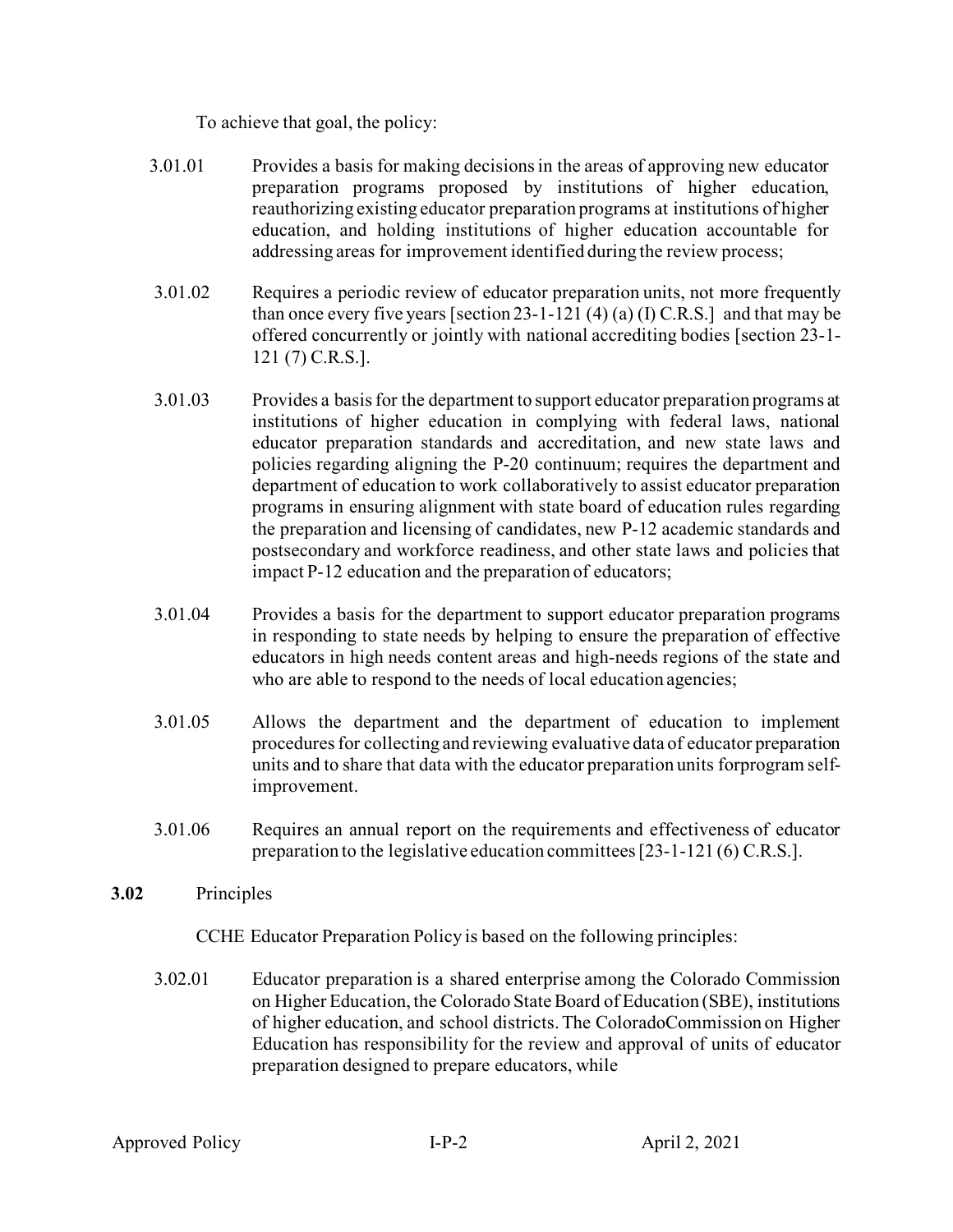To achieve that goal, the policy:

3.01.01 Provides a basis for making decisions in the areas of approving new educator preparation programs proposed by institutions of higher education, reauthorizing existing educator preparation programs at institutions of higher education, and holding institutions of higher education accountable for addressing areas for improvement identified during the review process;

3.01.02 Requires a periodic review of educator preparation units, not more frequently than once every five years [section 23-1-121 (4) (a) (I) C.R.S.] and that may be offered concurrently or jointly with national accrediting bodies [section 23-1-121 (7) C.R.S.].

3.01.03 Provides a basis for the department to support educator preparation programs at institutions of higher education in complying with federal laws, national educator preparation standards and accreditation, and new state laws and policies regarding aligning the P-20 continuum; requires the department and department of education to work collaboratively to assist educator preparation programs in ensuring alignment with state board of education rules regarding the preparation and licensing of candidates, new P-12 academic standards and postsecondary and workforce readiness, and other state laws and policies that impact P-12 education and the preparation of educators;

3.01.04 Provides a basis for the department to support educator preparation programs in responding to state needs by helping to ensure the preparation of effective educators in high needs content areas and high-needs regions of the state and who are able to respond to the needs of local education agencies;

3.01.05 Allows the department and the department of education to implement procedures for collecting and reviewing evaluative data of educator preparation units and to share that data with the educator preparation units forprogram self-improvement.

3.01.06 Requires an annual report on the requirements and effectiveness of educator preparation to the legislative education committees [23-1-121 (6) C.R.S.].

**3.02** Principles

CCHE Educator Preparation Policy is based on the following principles:

3.02.01 Educator preparation is a shared enterprise among the Colorado Commission on Higher Education, the Colorado State Board of Education (SBE), institutions of higher education, and school districts. The ColoradoCommission on Higher Education has responsibility for the review and approval of units of educator preparation designed to prepare educators, while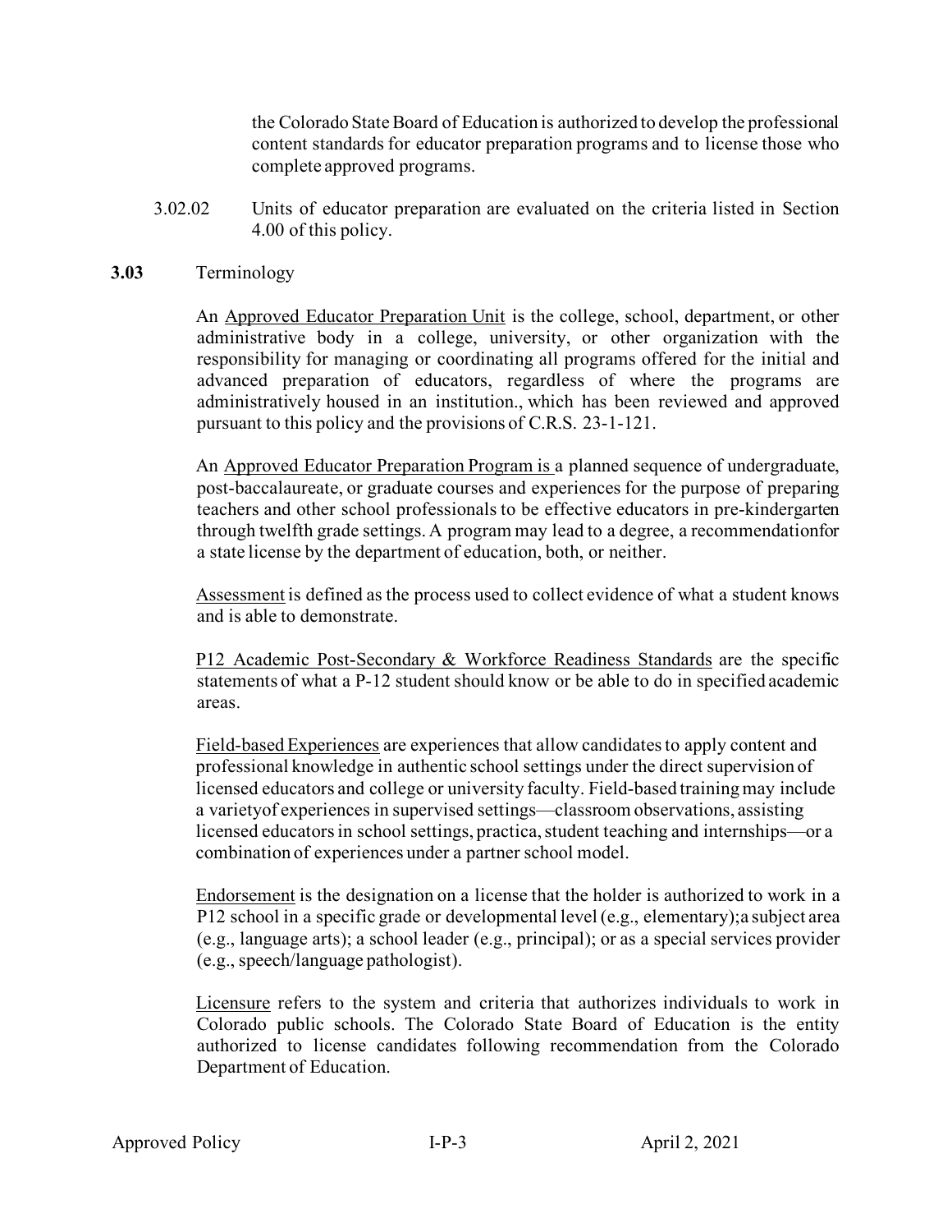the Colorado State Board of Education is authorized to develop the professional content standards for educator preparation programs and to license those who complete approved programs.

3.02.02 Units of educator preparation are evaluated on the criteria listed in Section 4.00 of this policy.

**3.03** Terminology

An Approved Educator Preparation Unit is the college, school, department, or other administrative body in a college, university, or other organization with the responsibility for managing or coordinating all programs offered for the initial and advanced preparation of educators, regardless of where the programs are administratively housed in an institution., which has been reviewed and approved pursuant to this policy and the provisions of C.R.S. 23-1-121.

An Approved Educator Preparation Program is a planned sequence of undergraduate, post-baccalaureate, or graduate courses and experiences for the purpose of preparing teachers and other school professionals to be effective educators in pre-kindergarten through twelfth grade settings. A program may lead to a degree, a recommendationfor a state license by the department of education, both, or neither.

Assessment is defined as the process used to collect evidence of what a student knows and is able to demonstrate.

P12 Academic Post-Secondary & Workforce Readiness Standards are the specific statements of what a P-12 student should know or be able to do in specified academic areas.

Field-based Experiences are experiences that allow candidates to apply content and professional knowledge in authentic school settings under the direct supervision of licensed educators and college or university faculty. Field-based training may include a varietyof experiences in supervised settings—classroom observations, assisting licensed educators in school settings, practica, student teaching and internships—or a combination of experiences under a partner school model.

Endorsement is the designation on a license that the holder is authorized to work in a P12 school in a specific grade or developmental level (e.g., elementary);a subject area (e.g., language arts); a school leader (e.g., principal); or as a special services provider (e.g., speech/language pathologist).

Licensure refers to the system and criteria that authorizes individuals to work in Colorado public schools. The Colorado State Board of Education is the entity authorized to license candidates following recommendation from the Colorado Department of Education.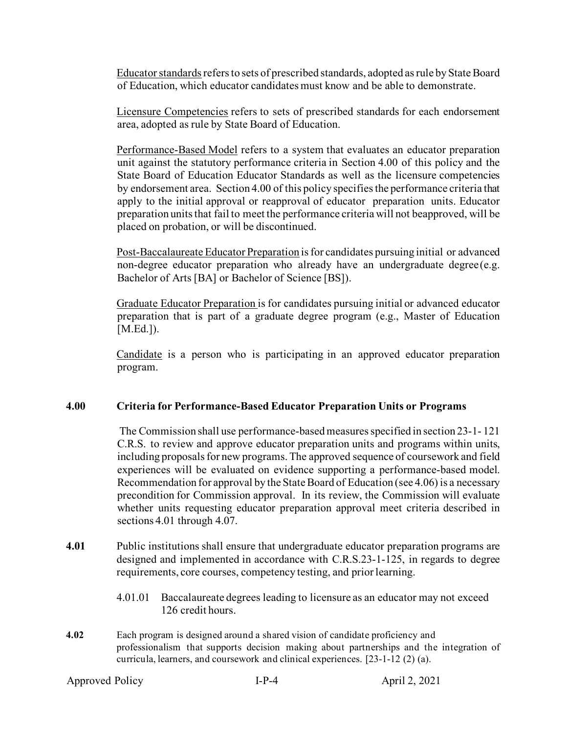<u>Educator standards</u> refers to sets of prescribed standards, adopted as rule by State Board of Education, which educator candidates must know and be able to demonstrate.

<u>Licensure Competencies</u> refers to sets of prescribed standards for each endorsement area, adopted as rule by State Board of Education.

<u>Performance-Based Model</u> refers to a system that evaluates an educator preparation unit against the statutory performance criteria in Section 4.00 of this policy and the State Board of Education Educator Standards as well as the licensure competencies by endorsement area. Section 4.00 of this policy specifies the performance criteria that apply to the initial approval or reapproval of educator preparation units. Educator preparation units that fail to meet the performance criteria will not beapproved, will be placed on probation, or will be discontinued.

<u>Post-Baccalaureate Educator Preparation</u> is for candidates pursuing initial or advanced non-degree educator preparation who already have an undergraduate degree (e.g. Bachelor of Arts [BA] or Bachelor of Science [BS]).

<u>Graduate Educator Preparation</u> is for candidates pursuing initial or advanced educator preparation that is part of a graduate degree program (e.g., Master of Education [M.Ed.]).

<u>Candidate</u> is a person who is participating in an approved educator preparation program.

## 4.00 Criteria for Performance-Based Educator Preparation Units or Programs

The Commission shall use performance-based measures specified in section 23-1- 121 C.R.S. to review and approve educator preparation units and programs within units, including proposals for new programs. The approved sequence of coursework and field experiences will be evaluated on evidence supporting a performance-based model. Recommendation for approval by the State Board of Education (see 4.06) is a necessary precondition for Commission approval. In its review, the Commission will evaluate whether units requesting educator preparation approval meet criteria described in sections 4.01 through 4.07.

**4.01** Public institutions shall ensure that undergraduate educator preparation programs are designed and implemented in accordance with C.R.S.23-1-125, in regards to degree requirements, core courses, competency testing, and prior learning.

4.01.01 Baccalaureate degrees leading to licensure as an educator may not exceed 126 credit hours.

**4.02** Each program is designed around a shared vision of candidate proficiency and professionalism that supports decision making about partnerships and the integration of curricula, learners, and coursework and clinical experiences. [23-1-12 (2) (a).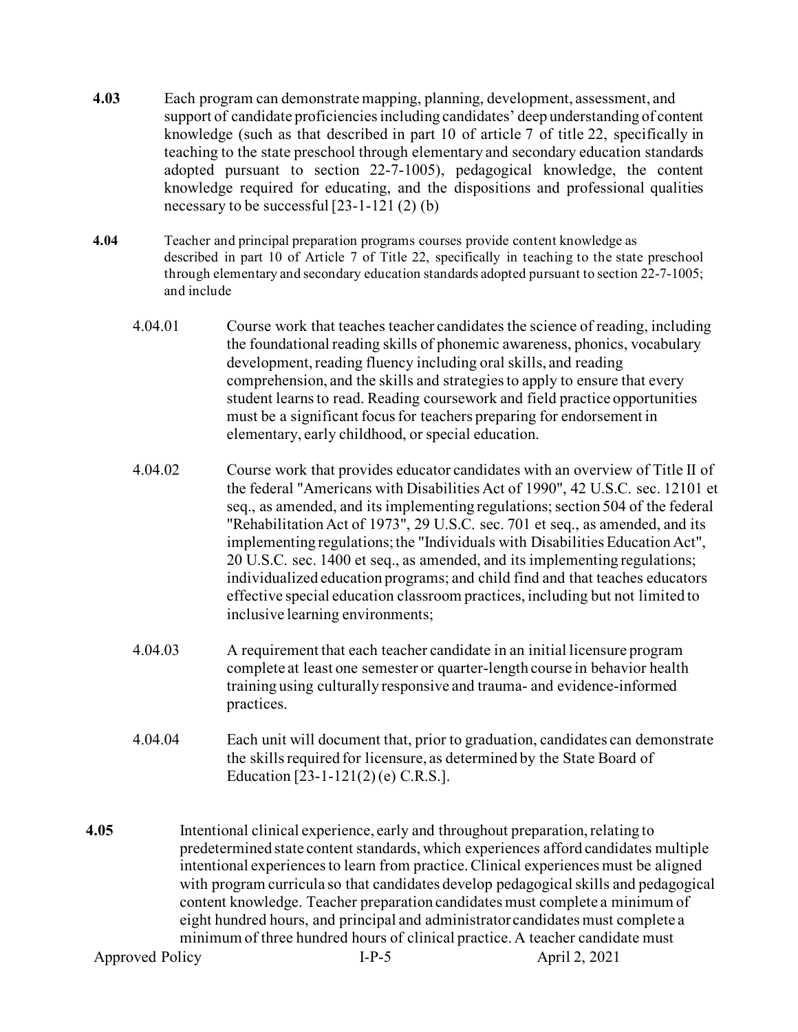**4.03** Each program can demonstrate mapping, planning, development, assessment, and support of candidate proficiencies including candidates' deep understanding of content knowledge (such as that described in part 10 of article 7 of title 22, specifically in teaching to the state preschool through elementary and secondary education standards adopted pursuant to section 22-7-1005), pedagogical knowledge, the content knowledge required for educating, and the dispositions and professional qualities necessary to be successful [23-1-121 (2) (b)

**4.04** Teacher and principal preparation programs courses provide content knowledge as described in part 10 of Article 7 of Title 22, specifically in teaching to the state preschool through elementary and secondary education standards adopted pursuant to section 22-7-1005; and include

- 4.04.01 Course work that teaches teacher candidates the science of reading, including the foundational reading skills of phonemic awareness, phonics, vocabulary development, reading fluency including oral skills, and reading comprehension, and the skills and strategies to apply to ensure that every student learns to read. Reading coursework and field practice opportunities must be a significant focus for teachers preparing for endorsement in elementary, early childhood, or special education.

- 4.04.02 Course work that provides educator candidates with an overview of Title II of the federal "Americans with Disabilities Act of 1990", 42 U.S.C. sec. 12101 et seq., as amended, and its implementing regulations; section 504 of the federal "Rehabilitation Act of 1973", 29 U.S.C. sec. 701 et seq., as amended, and its implementing regulations; the "Individuals with Disabilities Education Act", 20 U.S.C. sec. 1400 et seq., as amended, and its implementing regulations; individualized education programs; and child find and that teaches educators effective special education classroom practices, including but not limited to inclusive learning environments;

- 4.04.03 A requirement that each teacher candidate in an initial licensure program complete at least one semester or quarter-length course in behavior health training using culturally responsive and trauma- and evidence-informed practices.

- 4.04.04 Each unit will document that, prior to graduation, candidates can demonstrate the skills required for licensure, as determined by the State Board of Education [23-1-121(2) (e) C.R.S.].

**4.05** Intentional clinical experience, early and throughout preparation, relating to predetermined state content standards, which experiences afford candidates multiple intentional experiences to learn from practice. Clinical experiences must be aligned with program curricula so that candidates develop pedagogical skills and pedagogical content knowledge. Teacher preparation candidates must complete a minimum of eight hundred hours, and principal and administrator candidates must complete a minimum of three hundred hours of clinical practice. A teacher candidate must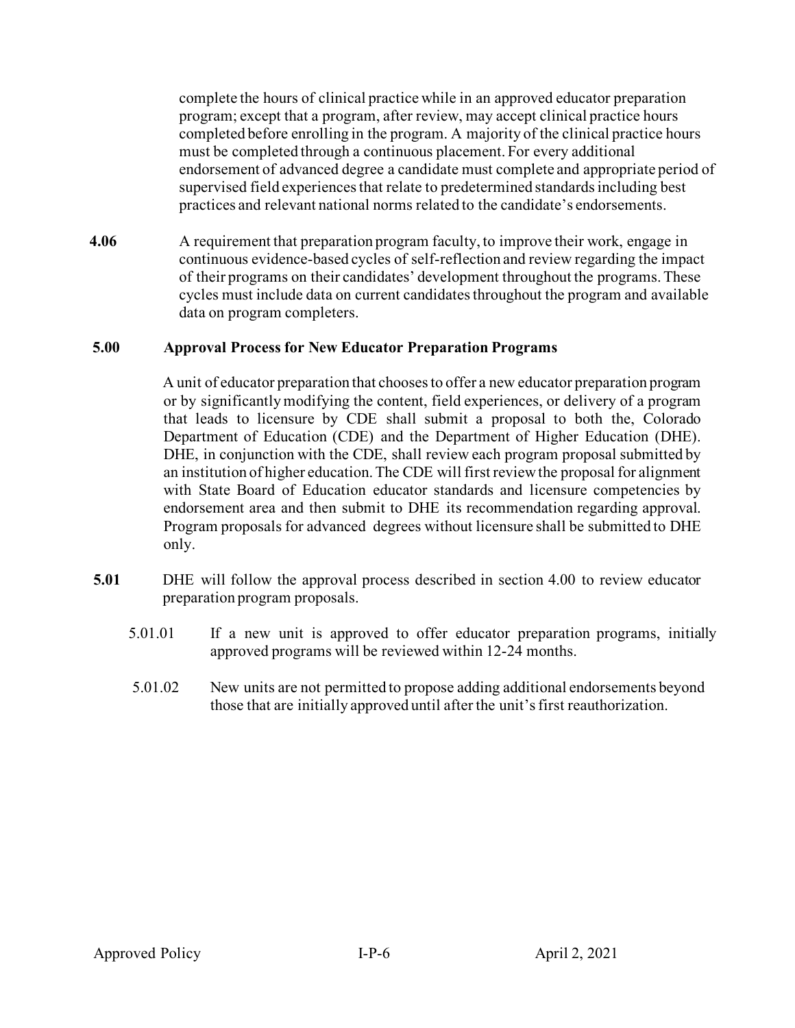complete the hours of clinical practice while in an approved educator preparation program; except that a program, after review, may accept clinical practice hours completed before enrolling in the program. A majority of the clinical practice hours must be completed through a continuous placement. For every additional endorsement of advanced degree a candidate must complete and appropriate period of supervised field experiences that relate to predetermined standards including best practices and relevant national norms related to the candidate's endorsements.

**4.06** A requirement that preparation program faculty, to improve their work, engage in continuous evidence-based cycles of self-reflection and review regarding the impact of their programs on their candidates' development throughout the programs. These cycles must include data on current candidates throughout the program and available data on program completers.

## 5.00 Approval Process for New Educator Preparation Programs

A unit of educator preparation that chooses to offer a new educator preparation program or by significantly modifying the content, field experiences, or delivery of a program that leads to licensure by CDE shall submit a proposal to both the, Colorado Department of Education (CDE) and the Department of Higher Education (DHE). DHE, in conjunction with the CDE, shall review each program proposal submitted by an institution of higher education. The CDE will first review the proposal for alignment with State Board of Education educator standards and licensure competencies by endorsement area and then submit to DHE its recommendation regarding approval. Program proposals for advanced degrees without licensure shall be submitted to DHE only.

**5.01** DHE will follow the approval process described in section 4.00 to review educator preparation program proposals.

5.01.01 If a new unit is approved to offer educator preparation programs, initially approved programs will be reviewed within 12-24 months.

5.01.02 New units are not permitted to propose adding additional endorsements beyond those that are initially approved until after the unit's first reauthorization.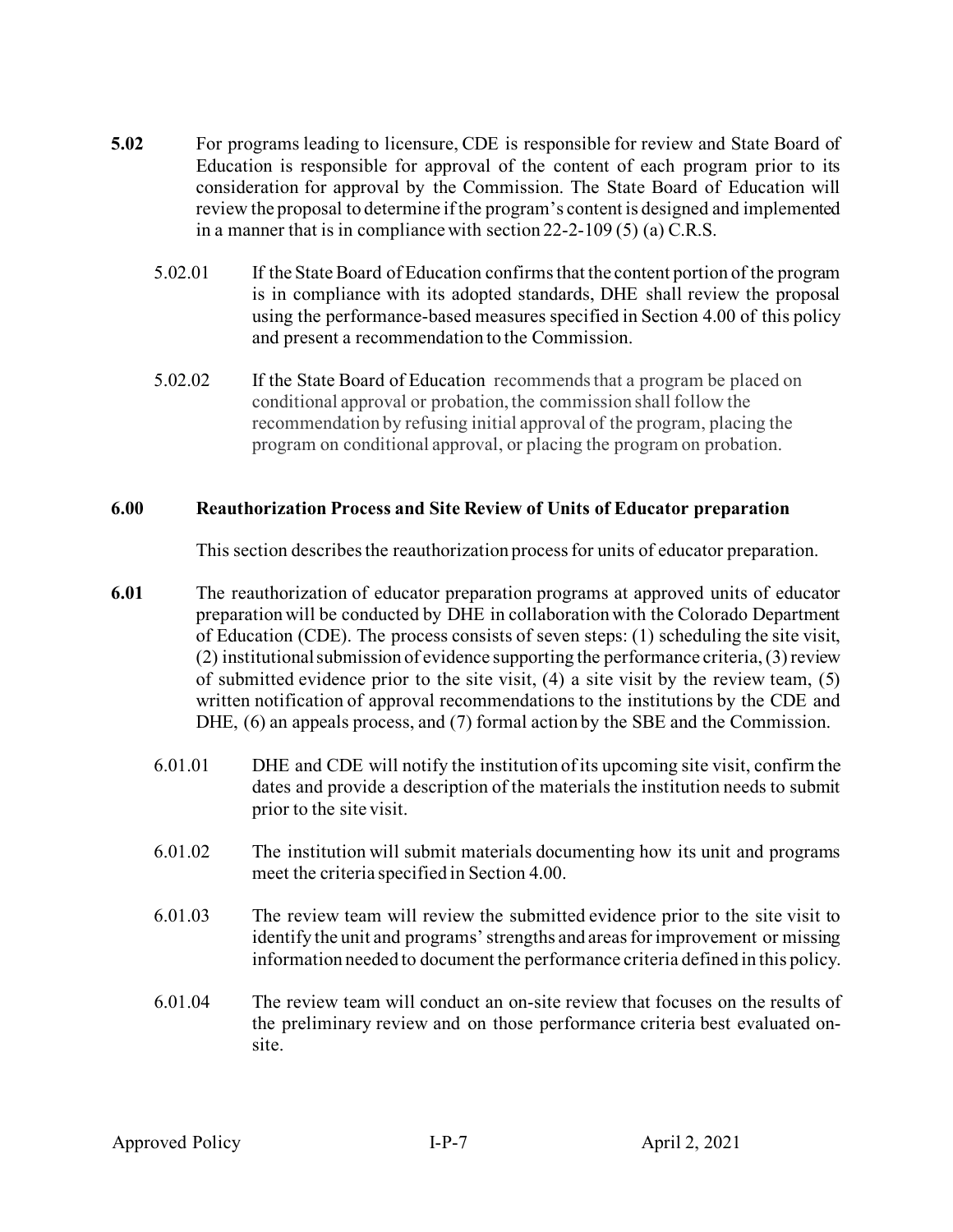**5.02** For programs leading to licensure, CDE is responsible for review and State Board of Education is responsible for approval of the content of each program prior to its consideration for approval by the Commission. The State Board of Education will review the proposal to determine if the program's content is designed and implemented in a manner that is in compliance with section 22-2-109 (5) (a) C.R.S.

5.02.01 If the State Board of Education confirms that the content portion of the program is in compliance with its adopted standards, DHE shall review the proposal using the performance-based measures specified in Section 4.00 of this policy and present a recommendation to the Commission.

5.02.02 If the State Board of Education recommends that a program be placed on conditional approval or probation, the commission shall follow the recommendation by refusing initial approval of the program, placing the program on conditional approval, or placing the program on probation.

## 6.00 Reauthorization Process and Site Review of Units of Educator preparation

This section describes the reauthorization process for units of educator preparation.

**6.01** The reauthorization of educator preparation programs at approved units of educator preparation will be conducted by DHE in collaboration with the Colorado Department of Education (CDE). The process consists of seven steps: (1) scheduling the site visit, (2) institutional submission of evidence supporting the performance criteria, (3) review of submitted evidence prior to the site visit, (4) a site visit by the review team, (5) written notification of approval recommendations to the institutions by the CDE and DHE, (6) an appeals process, and (7) formal action by the SBE and the Commission.

6.01.01 DHE and CDE will notify the institution of its upcoming site visit, confirm the dates and provide a description of the materials the institution needs to submit prior to the site visit.

6.01.02 The institution will submit materials documenting how its unit and programs meet the criteria specified in Section 4.00.

6.01.03 The review team will review the submitted evidence prior to the site visit to identify the unit and programs' strengths and areas for improvement or missing information needed to document the performance criteria defined in this policy.

6.01.04 The review team will conduct an on-site review that focuses on the results of the preliminary review and on those performance criteria best evaluated on-site.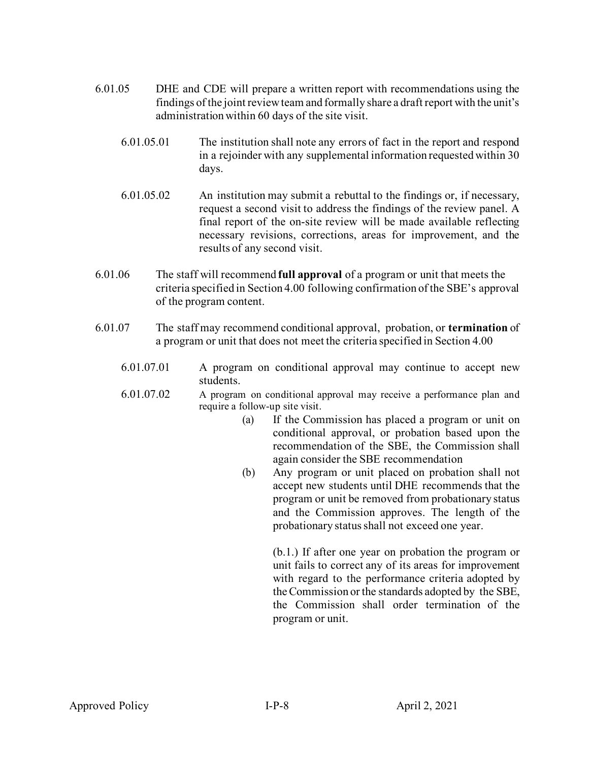6.01.05 DHE and CDE will prepare a written report with recommendations using the findings of the joint review team and formally share a draft report with the unit's administration within 60 days of the site visit.

6.01.05.01 The institution shall note any errors of fact in the report and respond in a rejoinder with any supplemental information requested within 30 days.

6.01.05.02 An institution may submit a rebuttal to the findings or, if necessary, request a second visit to address the findings of the review panel. A final report of the on-site review will be made available reflecting necessary revisions, corrections, areas for improvement, and the results of any second visit.

6.01.06 The staff will recommend **full approval** of a program or unit that meets the criteria specified in Section 4.00 following confirmation of the SBE's approval of the program content.

6.01.07 The staff may recommend conditional approval, probation, or **termination** of a program or unit that does not meet the criteria specified in Section 4.00

6.01.07.01 A program on conditional approval may continue to accept new students.

6.01.07.02 A program on conditional approval may receive a performance plan and require a follow-up site visit.

(a) If the Commission has placed a program or unit on conditional approval, or probation based upon the recommendation of the SBE, the Commission shall again consider the SBE recommendation

(b) Any program or unit placed on probation shall not accept new students until DHE recommends that the program or unit be removed from probationary status and the Commission approves. The length of the probationary status shall not exceed one year.

(b.1.) If after one year on probation the program or unit fails to correct any of its areas for improvement with regard to the performance criteria adopted by the Commission or the standards adopted by the SBE, the Commission shall order termination of the program or unit.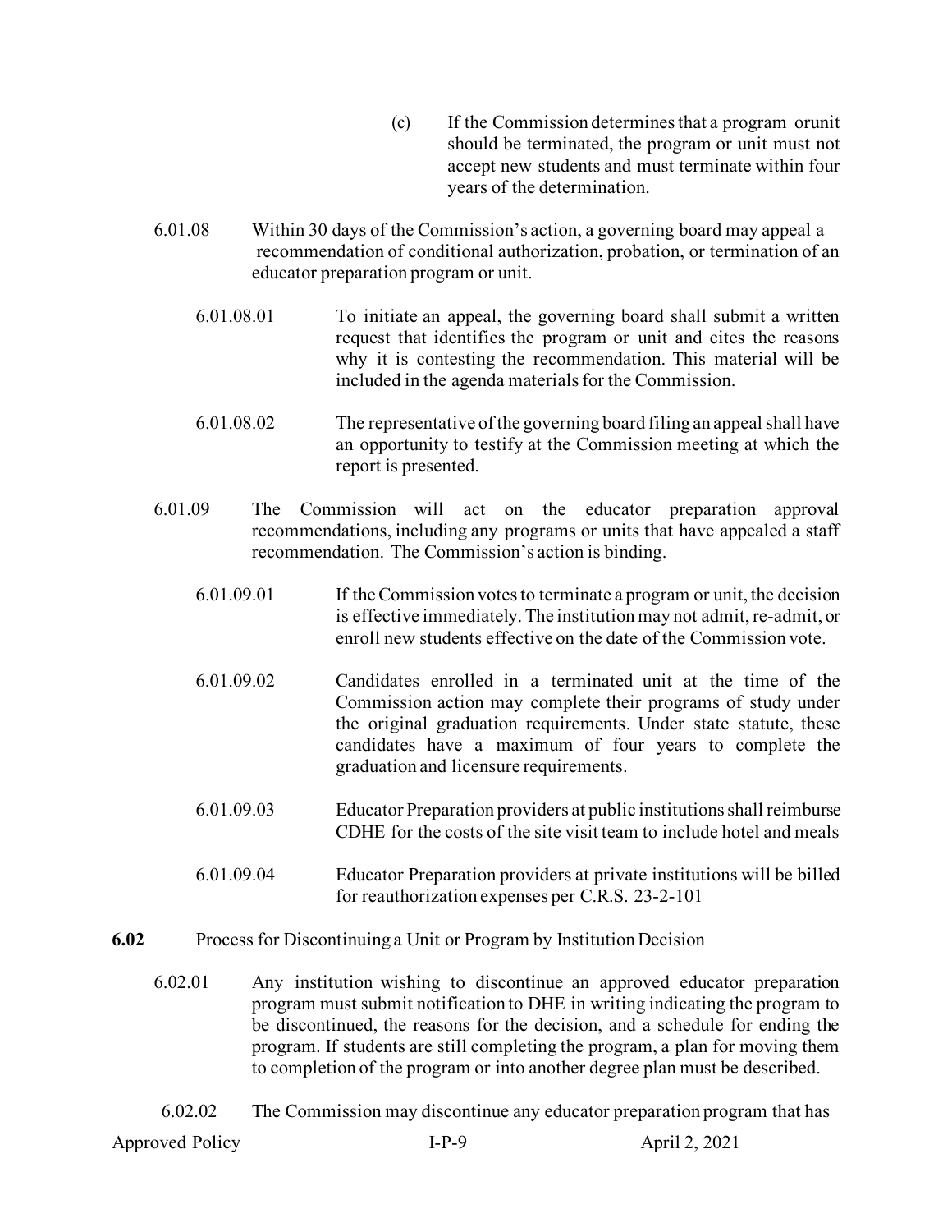(c) If the Commission determines that a program orunit should be terminated, the program or unit must not accept new students and must terminate within four years of the determination.

6.01.08 Within 30 days of the Commission's action, a governing board may appeal a recommendation of conditional authorization, probation, or termination of an educator preparation program or unit.

6.01.08.01 To initiate an appeal, the governing board shall submit a written request that identifies the program or unit and cites the reasons why it is contesting the recommendation. This material will be included in the agenda materials for the Commission.

6.01.08.02 The representative of the governing board filing an appeal shall have an opportunity to testify at the Commission meeting at which the report is presented.

6.01.09 The Commission will act on the educator preparation approval recommendations, including any programs or units that have appealed a staff recommendation. The Commission's action is binding.

6.01.09.01 If the Commission votes to terminate a program or unit, the decision is effective immediately. The institution may not admit, re-admit, or enroll new students effective on the date of the Commission vote.

6.01.09.02 Candidates enrolled in a terminated unit at the time of the Commission action may complete their programs of study under the original graduation requirements. Under state statute, these candidates have a maximum of four years to complete the graduation and licensure requirements.

6.01.09.03 Educator Preparation providers at public institutions shall reimburse CDHE for the costs of the site visit team to include hotel and meals

6.01.09.04 Educator Preparation providers at private institutions will be billed for reauthorization expenses per C.R.S. 23-2-101

**6.02** Process for Discontinuing a Unit or Program by Institution Decision

6.02.01 Any institution wishing to discontinue an approved educator preparation program must submit notification to DHE in writing indicating the program to be discontinued, the reasons for the decision, and a schedule for ending the program. If students are still completing the program, a plan for moving them to completion of the program or into another degree plan must be described.

6.02.02 The Commission may discontinue any educator preparation program that has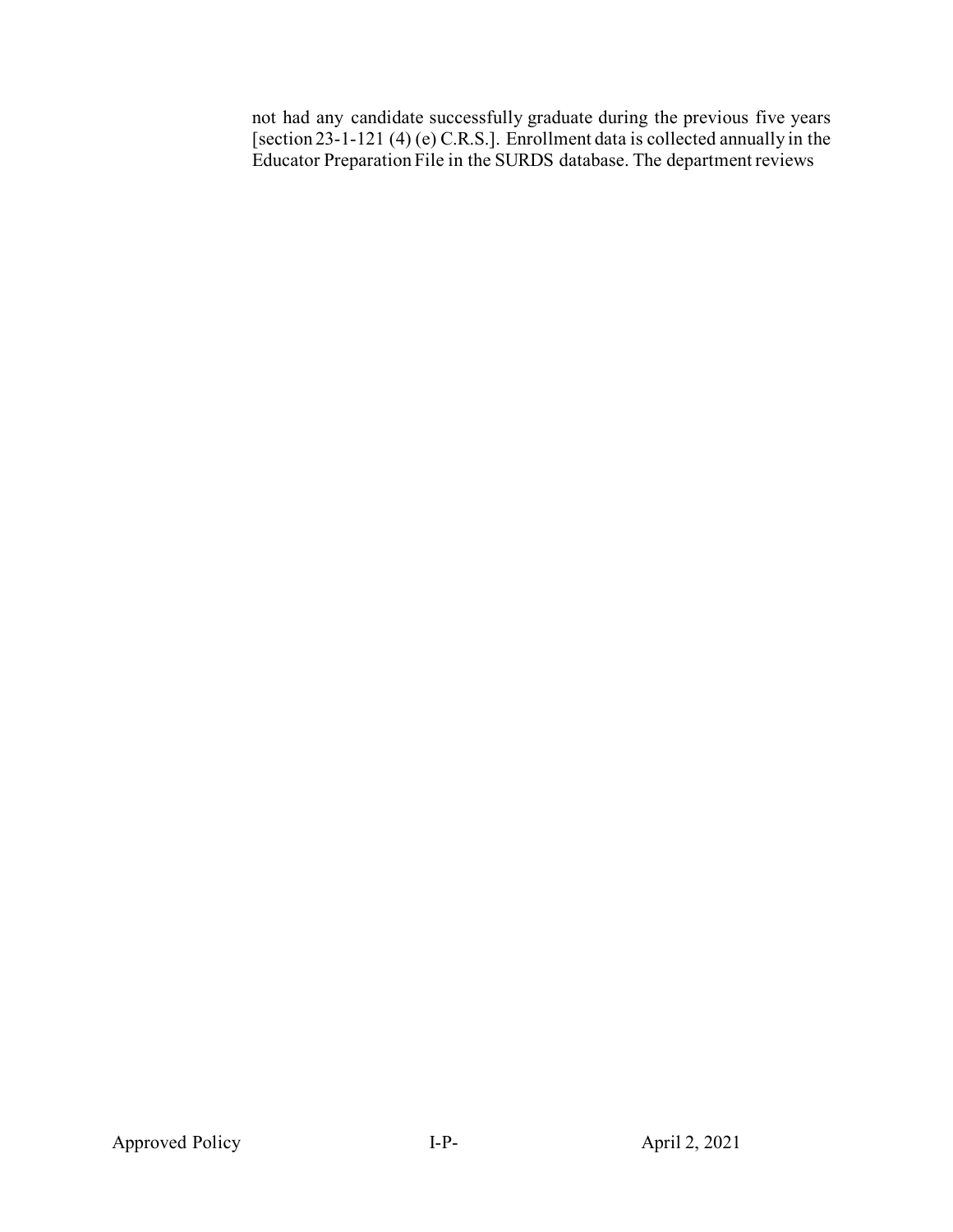not had any candidate successfully graduate during the previous five years [section 23-1-121 (4) (e) C.R.S.]. Enrollment data is collected annually in the Educator Preparation File in the SURDS database. The department reviews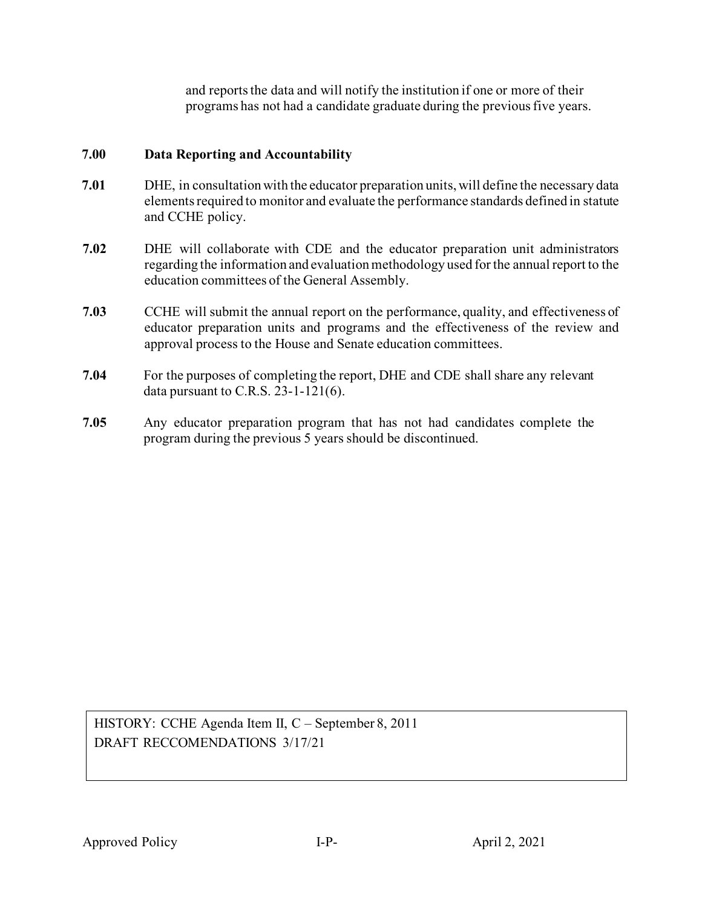and reports the data and will notify the institution if one or more of their programs has not had a candidate graduate during the previous five years.

**7.00 Data Reporting and Accountability**

**7.01** DHE, in consultation with the educator preparation units, will define the necessary data elements required to monitor and evaluate the performance standards defined in statute and CCHE policy.

**7.02** DHE will collaborate with CDE and the educator preparation unit administrators regarding the information and evaluation methodology used for the annual report to the education committees of the General Assembly.

**7.03** CCHE will submit the annual report on the performance, quality, and effectiveness of educator preparation units and programs and the effectiveness of the review and approval process to the House and Senate education committees.

**7.04** For the purposes of completing the report, DHE and CDE shall share any relevant data pursuant to C.R.S. 23-1-121(6).

**7.05** Any educator preparation program that has not had candidates complete the program during the previous 5 years should be discontinued.

HISTORY: CCHE Agenda Item II, C – September 8, 2011
DRAFT RECCOMENDATIONS 3/17/21